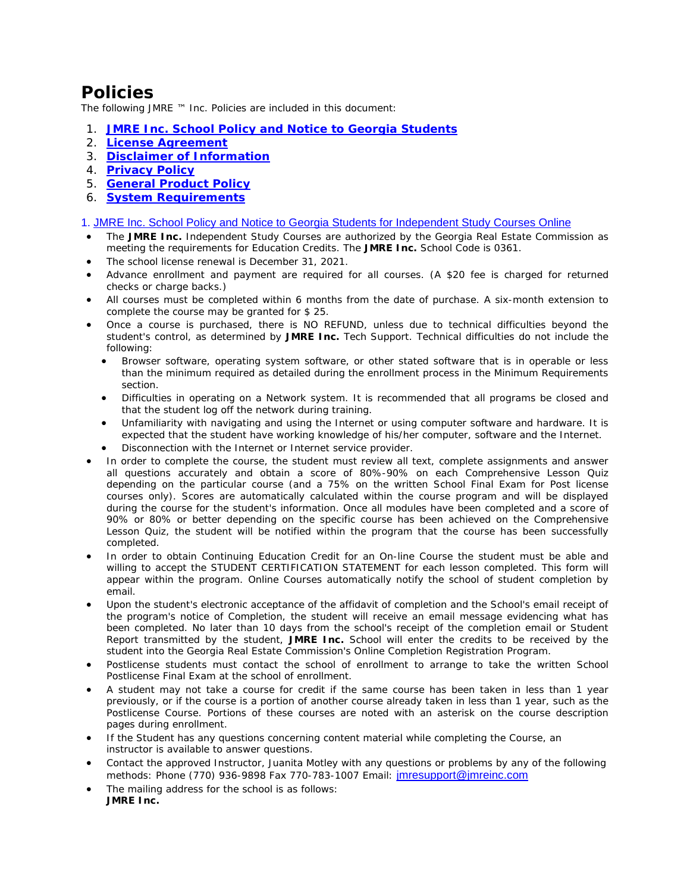# Policies

The following JMRE ™ Inc. Policies are included in this document:

1. **JMRE Inc. School Policy and Notice to Georgia Students**
2. **License Agreement**
3. **Disclaimer of Information**
4. **Privacy Policy**
5. **General Product Policy**
6. **System Requirements**

## 1. JMRE Inc. School Policy and Notice to Georgia Students for Independent Study Courses Online

- The **JMRE Inc.** Independent Study Courses are authorized by the Georgia Real Estate Commission as meeting the requirements for Education Credits. The **JMRE Inc.** School Code is 0361.
- The school license renewal is December 31, 2021.
- Advance enrollment and payment are required for all courses. (A $20 fee is charged for returned checks or charge backs.)
- All courses must be completed within 6 months from the date of purchase. A six-month extension to complete the course may be granted for $ 25.
- Once a course is purchased, there is NO REFUND, unless due to technical difficulties beyond the student's control, as determined by **JMRE Inc.** Tech Support. Technical difficulties do not include the following:
  - Browser software, operating system software, or other stated software that is in operable or less than the minimum required as detailed during the enrollment process in the Minimum Requirements section.
  - Difficulties in operating on a Network system. It is recommended that all programs be closed and that the student log off the network during training.
  - Unfamiliarity with navigating and using the Internet or using computer software and hardware. It is expected that the student have working knowledge of his/her computer, software and the Internet.
  - Disconnection with the Internet or Internet service provider.
- In order to complete the course, the student must review all text, complete assignments and answer all questions accurately and obtain a score of 80%-90% on each Comprehensive Lesson Quiz depending on the particular course (and a 75% on the written School Final Exam for Post license courses only). Scores are automatically calculated within the course program and will be displayed during the course for the student's information. Once all modules have been completed and a score of 90% or 80% or better depending on the specific course has been achieved on the Comprehensive Lesson Quiz, the student will be notified within the program that the course has been successfully completed.
- In order to obtain Continuing Education Credit for an On-line Course the student must be able and willing to accept the STUDENT CERTIFICATION STATEMENT for each lesson completed. This form will appear within the program. Online Courses automatically notify the school of student completion by email.
- Upon the student's electronic acceptance of the affidavit of completion and the School's email receipt of the program's notice of Completion, the student will receive an email message evidencing what has been completed. No later than 10 days from the school's receipt of the completion email or Student Report transmitted by the student, **JMRE Inc.** School will enter the credits to be received by the student into the Georgia Real Estate Commission's Online Completion Registration Program.
- Postlicense students must contact the school of enrollment to arrange to take the written School Postlicense Final Exam at the school of enrollment.
- A student may not take a course for credit if the same course has been taken in less than 1 year previously, or if the course is a portion of another course already taken in less than 1 year, such as the Postlicense Course. Portions of these courses are noted with an asterisk on the course description pages during enrollment.
- If the Student has any questions concerning content material while completing the Course, an instructor is available to answer questions.
- Contact the approved Instructor, Juanita Motley with any questions or problems by any of the following methods: Phone (770) 936-9898 Fax 770-783-1007 Email: jmresupport@jmreinc.com
- The mailing address for the school is as follows:
  **JMRE Inc.**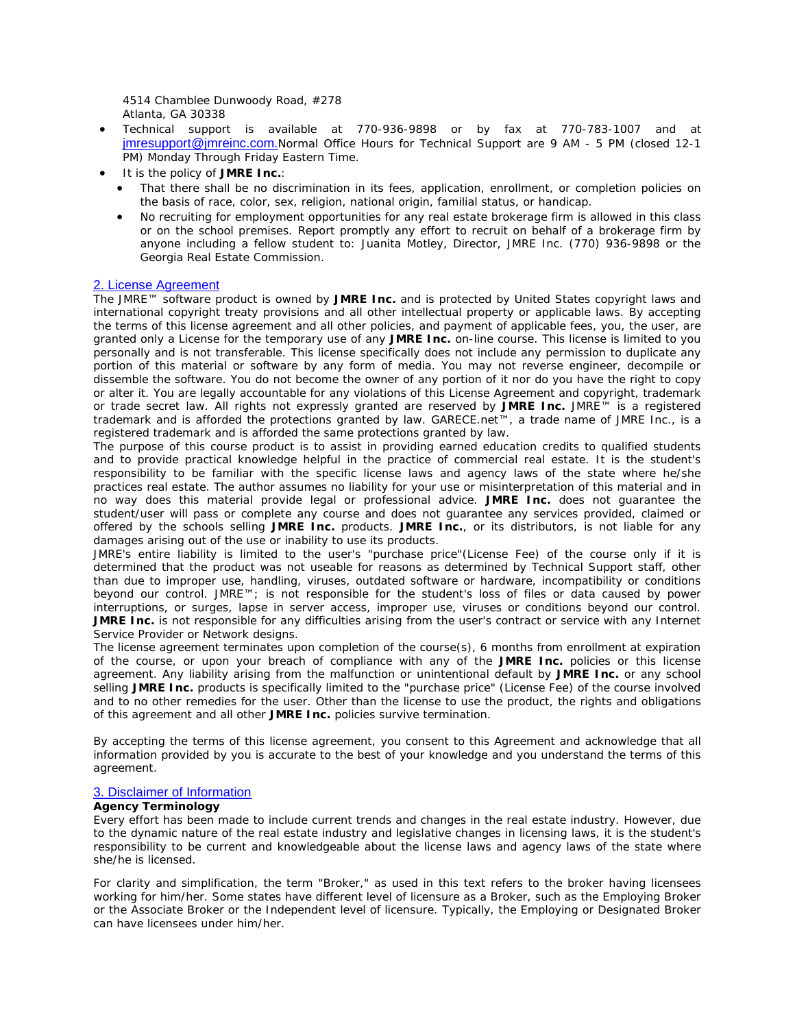4514 Chamblee Dunwoody Road, #278
Atlanta, GA 30338

- Technical support is available at 770-936-9898 or by fax at 770-783-1007 and at jmresupport@jmreinc.com. Normal Office Hours for Technical Support are 9 AM - 5 PM (closed 12-1 PM) Monday Through Friday Eastern Time.
- It is the policy of **JMRE Inc.**:
  - That there shall be no discrimination in its fees, application, enrollment, or completion policies on the basis of race, color, sex, religion, national origin, familial status, or handicap.
  - No recruiting for employment opportunities for any real estate brokerage firm is allowed in this class or on the school premises. Report promptly any effort to recruit on behalf of a brokerage firm by anyone including a fellow student to: Juanita Motley, Director, JMRE Inc. (770) 936-9898 or the Georgia Real Estate Commission.

## 2. License Agreement

The JMRE™ software product is owned by **JMRE Inc.** and is protected by United States copyright laws and international copyright treaty provisions and all other intellectual property or applicable laws. By accepting the terms of this license agreement and all other policies, and payment of applicable fees, you, the user, are granted only a License for the temporary use of any **JMRE Inc.** on-line course. This license is limited to you personally and is not transferable. This license specifically does not include any permission to duplicate any portion of this material or software by any form of media. You may not reverse engineer, decompile or dissemble the software. You do not become the owner of any portion of it nor do you have the right to copy or alter it. You are legally accountable for any violations of this License Agreement and copyright, trademark or trade secret law. All rights not expressly granted are reserved by **JMRE Inc.** JMRE™ is a registered trademark and is afforded the protections granted by law. GARECE.net™, a trade name of JMRE Inc., is a registered trademark and is afforded the same protections granted by law.

The purpose of this course product is to assist in providing earned education credits to qualified students and to provide practical knowledge helpful in the practice of commercial real estate. It is the student's responsibility to be familiar with the specific license laws and agency laws of the state where he/she practices real estate. The author assumes no liability for your use or misinterpretation of this material and in no way does this material provide legal or professional advice. **JMRE Inc.** does not guarantee the student/user will pass or complete any course and does not guarantee any services provided, claimed or offered by the schools selling **JMRE Inc.** products. **JMRE Inc.**, or its distributors, is not liable for any damages arising out of the use or inability to use its products.

JMRE's entire liability is limited to the user's "purchase price"(License Fee) of the course only if it is determined that the product was not useable for reasons as determined by Technical Support staff, other than due to improper use, handling, viruses, outdated software or hardware, incompatibility or conditions beyond our control. JMRE™; is not responsible for the student's loss of files or data caused by power interruptions, or surges, lapse in server access, improper use, viruses or conditions beyond our control. **JMRE Inc.** is not responsible for any difficulties arising from the user's contract or service with any Internet Service Provider or Network designs.

The license agreement terminates upon completion of the course(s), 6 months from enrollment at expiration of the course, or upon your breach of compliance with any of the **JMRE Inc.** policies or this license agreement. Any liability arising from the malfunction or unintentional default by **JMRE Inc.** or any school selling **JMRE Inc.** products is specifically limited to the "purchase price" (License Fee) of the course involved and to no other remedies for the user. Other than the license to use the product, the rights and obligations of this agreement and all other **JMRE Inc.** policies survive termination.

By accepting the terms of this license agreement, you consent to this Agreement and acknowledge that all information provided by you is accurate to the best of your knowledge and you understand the terms of this agreement.

## 3. Disclaimer of Information

**Agency Terminology**

Every effort has been made to include current trends and changes in the real estate industry. However, due to the dynamic nature of the real estate industry and legislative changes in licensing laws, it is the student's responsibility to be current and knowledgeable about the license laws and agency laws of the state where she/he is licensed.

For clarity and simplification, the term "Broker," as used in this text refers to the broker having licensees working for him/her. Some states have different level of licensure as a Broker, such as the Employing Broker or the Associate Broker or the Independent level of licensure. Typically, the Employing or Designated Broker can have licensees under him/her.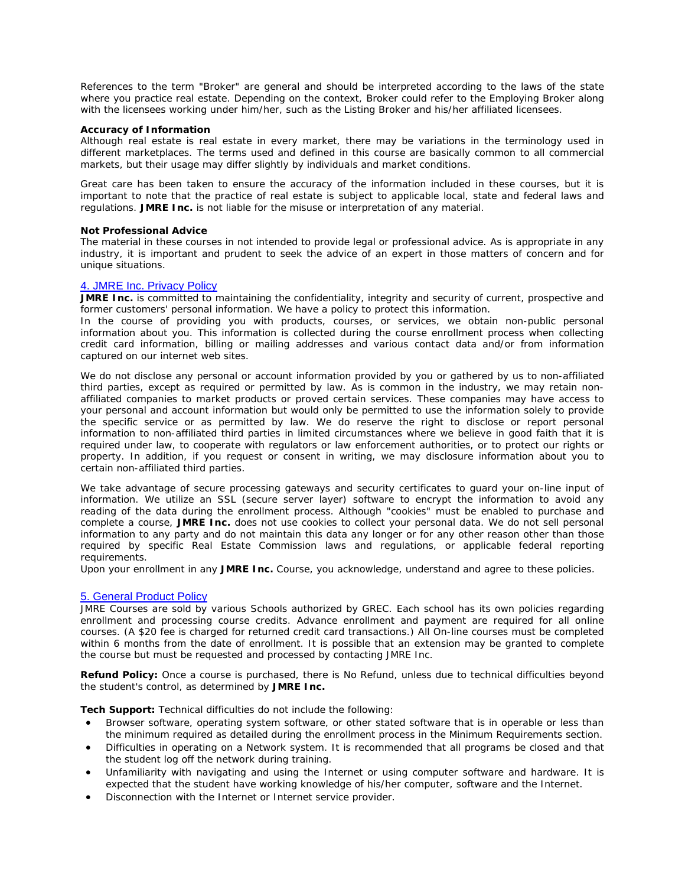References to the term "Broker" are general and should be interpreted according to the laws of the state where you practice real estate. Depending on the context, Broker could refer to the Employing Broker along with the licensees working under him/her, such as the Listing Broker and his/her affiliated licensees.

**Accuracy of Information**
Although real estate is real estate in every market, there may be variations in the terminology used in different marketplaces. The terms used and defined in this course are basically common to all commercial markets, but their usage may differ slightly by individuals and market conditions.

Great care has been taken to ensure the accuracy of the information included in these courses, but it is important to note that the practice of real estate is subject to applicable local, state and federal laws and regulations. **JMRE Inc.** is not liable for the misuse or interpretation of any material.

**Not Professional Advice**
The material in these courses in not intended to provide legal or professional advice. As is appropriate in any industry, it is important and prudent to seek the advice of an expert in those matters of concern and for unique situations.

## 4. JMRE Inc. Privacy Policy

**JMRE Inc.** is committed to maintaining the confidentiality, integrity and security of current, prospective and former customers' personal information. We have a policy to protect this information.
In the course of providing you with products, courses, or services, we obtain non-public personal information about you. This information is collected during the course enrollment process when collecting credit card information, billing or mailing addresses and various contact data and/or from information captured on our internet web sites.

We do not disclose any personal or account information provided by you or gathered by us to non-affiliated third parties, except as required or permitted by law. As is common in the industry, we may retain non-affiliated companies to market products or proved certain services. These companies may have access to your personal and account information but would only be permitted to use the information solely to provide the specific service or as permitted by law. We do reserve the right to disclose or report personal information to non-affiliated third parties in limited circumstances where we believe in good faith that it is required under law, to cooperate with regulators or law enforcement authorities, or to protect our rights or property. In addition, if you request or consent in writing, we may disclosure information about you to certain non-affiliated third parties.

We take advantage of secure processing gateways and security certificates to guard your on-line input of information. We utilize an SSL (secure server layer) software to encrypt the information to avoid any reading of the data during the enrollment process. Although "cookies" must be enabled to purchase and complete a course, **JMRE Inc.** does not use cookies to collect your personal data. We do not sell personal information to any party and do not maintain this data any longer or for any other reason other than those required by specific Real Estate Commission laws and regulations, or applicable federal reporting requirements.
Upon your enrollment in any **JMRE Inc.** Course, you acknowledge, understand and agree to these policies.

## 5. General Product Policy

JMRE Courses are sold by various Schools authorized by GREC. Each school has its own policies regarding enrollment and processing course credits. Advance enrollment and payment are required for all online courses. (A $20 fee is charged for returned credit card transactions.) All On-line courses must be completed within 6 months from the date of enrollment. It is possible that an extension may be granted to complete the course but must be requested and processed by contacting JMRE Inc.

**Refund Policy:** Once a course is purchased, there is No Refund, unless due to technical difficulties beyond the student's control, as determined by **JMRE Inc.**

**Tech Support:** Technical difficulties do not include the following:

- Browser software, operating system software, or other stated software that is in operable or less than the minimum required as detailed during the enrollment process in the Minimum Requirements section.
- Difficulties in operating on a Network system. It is recommended that all programs be closed and that the student log off the network during training.
- Unfamiliarity with navigating and using the Internet or using computer software and hardware. It is expected that the student have working knowledge of his/her computer, software and the Internet.
- Disconnection with the Internet or Internet service provider.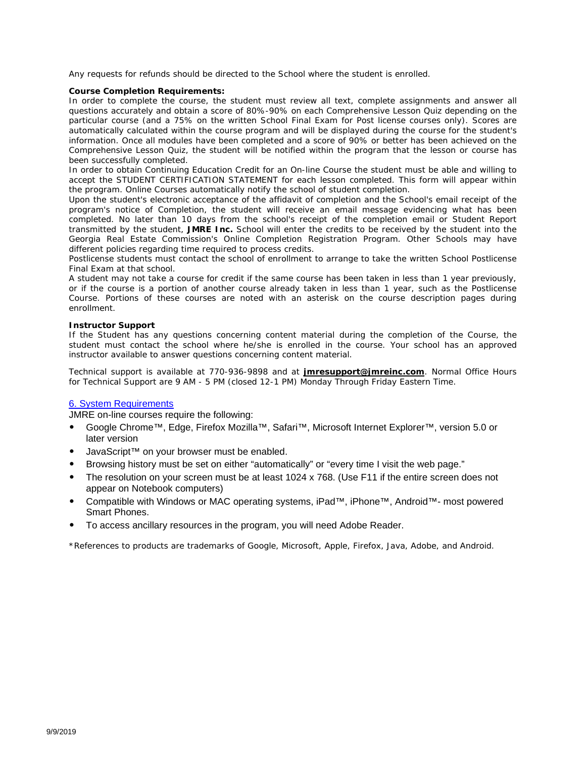Any requests for refunds should be directed to the School where the student is enrolled.

**Course Completion Requirements:**

In order to complete the course, the student must review all text, complete assignments and answer all questions accurately and obtain a score of 80%-90% on each Comprehensive Lesson Quiz depending on the particular course (and a 75% on the written School Final Exam for Post license courses only). Scores are automatically calculated within the course program and will be displayed during the course for the student's information. Once all modules have been completed and a score of 90% or better has been achieved on the Comprehensive Lesson Quiz, the student will be notified within the program that the lesson or course has been successfully completed.

In order to obtain Continuing Education Credit for an On-line Course the student must be able and willing to accept the STUDENT CERTIFICATION STATEMENT for each lesson completed. This form will appear within the program. Online Courses automatically notify the school of student completion.

Upon the student's electronic acceptance of the affidavit of completion and the School's email receipt of the program's notice of Completion, the student will receive an email message evidencing what has been completed. No later than 10 days from the school's receipt of the completion email or Student Report transmitted by the student, **JMRE Inc.** School will enter the credits to be received by the student into the Georgia Real Estate Commission's Online Completion Registration Program. Other Schools may have different policies regarding time required to process credits.

Postlicense students must contact the school of enrollment to arrange to take the written School Postlicense Final Exam at that school.

A student may not take a course for credit if the same course has been taken in less than 1 year previously, or if the course is a portion of another course already taken in less than 1 year, such as the Postlicense Course. Portions of these courses are noted with an asterisk on the course description pages during enrollment.

**Instructor Support**

If the Student has any questions concerning content material during the completion of the Course, the student must contact the school where he/she is enrolled in the course. Your school has an approved instructor available to answer questions concerning content material.

Technical support is available at 770-936-9898 and at **jmresupport@jmreinc.com**. Normal Office Hours for Technical Support are 9 AM - 5 PM (closed 12-1 PM) Monday Through Friday Eastern Time.

## 6. System Requirements

JMRE on-line courses require the following:

- Google Chrome™, Edge, Firefox Mozilla™, Safari™, Microsoft Internet Explorer™, version 5.0 or later version
- JavaScript™ on your browser must be enabled.
- Browsing history must be set on either "automatically" or "every time I visit the web page."
- The resolution on your screen must be at least 1024 x 768. (Use F11 if the entire screen does not appear on Notebook computers)
- Compatible with Windows or MAC operating systems, iPad™, iPhone™, Android™- most powered Smart Phones.
- To access ancillary resources in the program, you will need Adobe Reader.

*References to products are trademarks of Google, Microsoft, Apple, Firefox, Java, Adobe, and Android.

9/9/2019